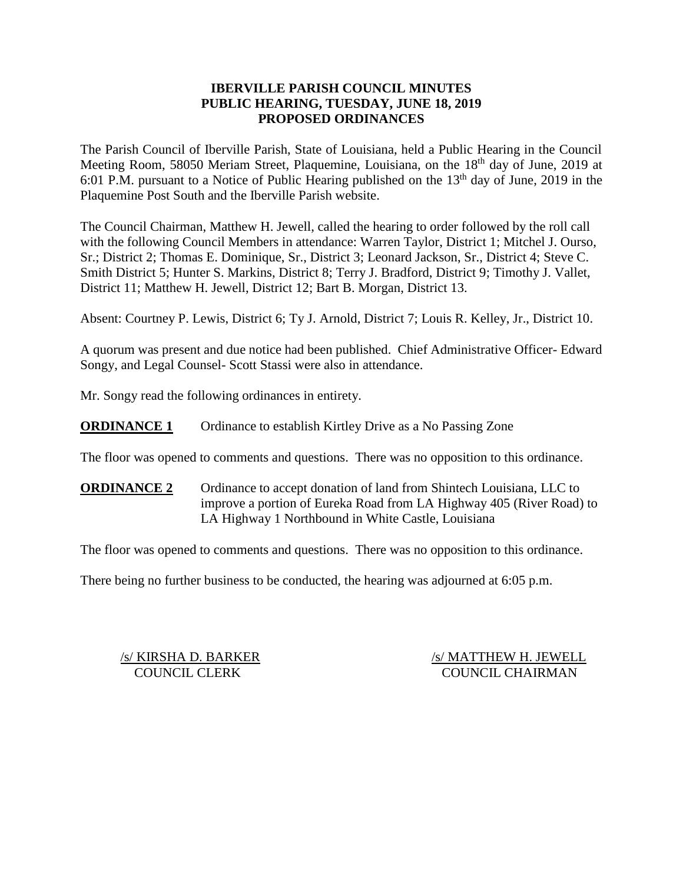# IBERVILLE PARISH COUNCIL MINUTES
## PUBLIC HEARING, TUESDAY, JUNE 18, 2019
## PROPOSED ORDINANCES

The Parish Council of Iberville Parish, State of Louisiana, held a Public Hearing in the Council Meeting Room, 58050 Meriam Street, Plaquemine, Louisiana, on the 18th day of June, 2019 at 6:01 P.M. pursuant to a Notice of Public Hearing published on the 13th day of June, 2019 in the Plaquemine Post South and the Iberville Parish website.

The Council Chairman, Matthew H. Jewell, called the hearing to order followed by the roll call with the following Council Members in attendance: Warren Taylor, District 1; Mitchel J. Ourso, Sr.; District 2; Thomas E. Dominique, Sr., District 3; Leonard Jackson, Sr., District 4; Steve C. Smith District 5; Hunter S. Markins, District 8; Terry J. Bradford, District 9; Timothy J. Vallet, District 11; Matthew H. Jewell, District 12; Bart B. Morgan, District 13.

Absent: Courtney P. Lewis, District 6; Ty J. Arnold, District 7; Louis R. Kelley, Jr., District 10.

A quorum was present and due notice had been published. Chief Administrative Officer- Edward Songy, and Legal Counsel- Scott Stassi were also in attendance.

Mr. Songy read the following ordinances in entirety.

**ORDINANCE 1** Ordinance to establish Kirtley Drive as a No Passing Zone

The floor was opened to comments and questions. There was no opposition to this ordinance.

**ORDINANCE 2** Ordinance to accept donation of land from Shintech Louisiana, LLC to improve a portion of Eureka Road from LA Highway 405 (River Road) to LA Highway 1 Northbound in White Castle, Louisiana

The floor was opened to comments and questions. There was no opposition to this ordinance.

There being no further business to be conducted, the hearing was adjourned at 6:05 p.m.

/s/ KIRSHA D. BARKER
COUNCIL CLERK

/s/ MATTHEW H. JEWELL
COUNCIL CHAIRMAN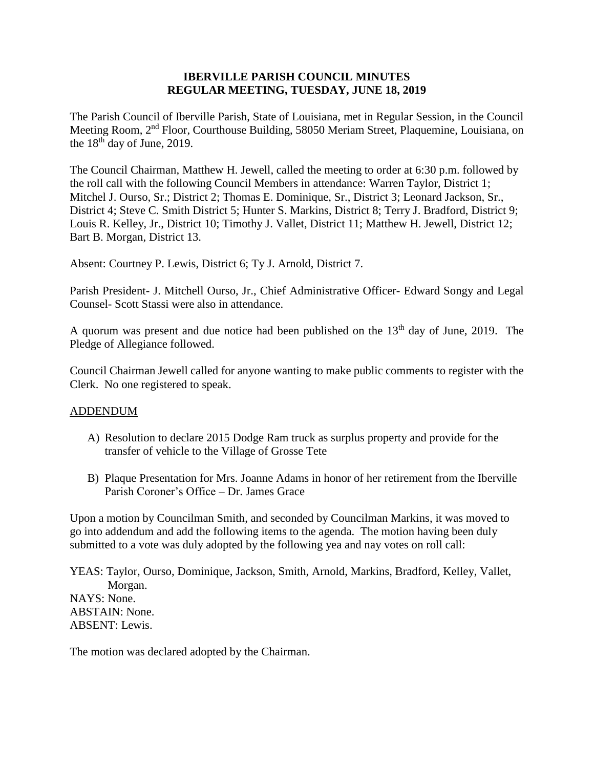**IBERVILLE PARISH COUNCIL MINUTES**
**REGULAR MEETING, TUESDAY, JUNE 18, 2019**

The Parish Council of Iberville Parish, State of Louisiana, met in Regular Session, in the Council Meeting Room, 2nd Floor, Courthouse Building, 58050 Meriam Street, Plaquemine, Louisiana, on the 18th day of June, 2019.

The Council Chairman, Matthew H. Jewell, called the meeting to order at 6:30 p.m. followed by the roll call with the following Council Members in attendance: Warren Taylor, District 1; Mitchel J. Ourso, Sr.; District 2; Thomas E. Dominique, Sr., District 3; Leonard Jackson, Sr., District 4; Steve C. Smith District 5; Hunter S. Markins, District 8; Terry J. Bradford, District 9; Louis R. Kelley, Jr., District 10; Timothy J. Vallet, District 11; Matthew H. Jewell, District 12; Bart B. Morgan, District 13.

Absent: Courtney P. Lewis, District 6; Ty J. Arnold, District 7.

Parish President- J. Mitchell Ourso, Jr., Chief Administrative Officer- Edward Songy and Legal Counsel- Scott Stassi were also in attendance.

A quorum was present and due notice had been published on the 13th day of June, 2019. The Pledge of Allegiance followed.

Council Chairman Jewell called for anyone wanting to make public comments to register with the Clerk. No one registered to speak.

ADDENDUM

A) Resolution to declare 2015 Dodge Ram truck as surplus property and provide for the transfer of vehicle to the Village of Grosse Tete

B) Plaque Presentation for Mrs. Joanne Adams in honor of her retirement from the Iberville Parish Coroner's Office – Dr. James Grace

Upon a motion by Councilman Smith, and seconded by Councilman Markins, it was moved to go into addendum and add the following items to the agenda. The motion having been duly submitted to a vote was duly adopted by the following yea and nay votes on roll call:

YEAS: Taylor, Ourso, Dominique, Jackson, Smith, Arnold, Markins, Bradford, Kelley, Vallet, Morgan.
NAYS: None.
ABSTAIN: None.
ABSENT: Lewis.

The motion was declared adopted by the Chairman.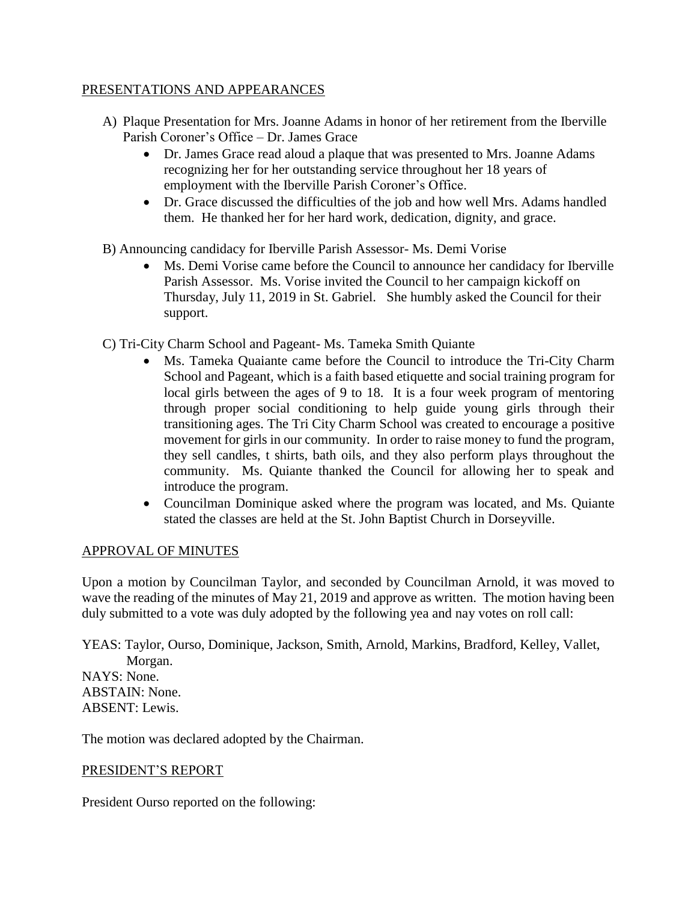## PRESENTATIONS AND APPEARANCES

A) Plaque Presentation for Mrs. Joanne Adams in honor of her retirement from the Iberville Parish Coroner's Office – Dr. James Grace

- Dr. James Grace read aloud a plaque that was presented to Mrs. Joanne Adams recognizing her for her outstanding service throughout her 18 years of employment with the Iberville Parish Coroner's Office.
- Dr. Grace discussed the difficulties of the job and how well Mrs. Adams handled them. He thanked her for her hard work, dedication, dignity, and grace.

B) Announcing candidacy for Iberville Parish Assessor- Ms. Demi Vorise

- Ms. Demi Vorise came before the Council to announce her candidacy for Iberville Parish Assessor. Ms. Vorise invited the Council to her campaign kickoff on Thursday, July 11, 2019 in St. Gabriel. She humbly asked the Council for their support.

C) Tri-City Charm School and Pageant- Ms. Tameka Smith Quiante

- Ms. Tameka Quaiante came before the Council to introduce the Tri-City Charm School and Pageant, which is a faith based etiquette and social training program for local girls between the ages of 9 to 18. It is a four week program of mentoring through proper social conditioning to help guide young girls through their transitioning ages. The Tri City Charm School was created to encourage a positive movement for girls in our community. In order to raise money to fund the program, they sell candles, t shirts, bath oils, and they also perform plays throughout the community. Ms. Quiante thanked the Council for allowing her to speak and introduce the program.
- Councilman Dominique asked where the program was located, and Ms. Quiante stated the classes are held at the St. John Baptist Church in Dorseyville.

## APPROVAL OF MINUTES

Upon a motion by Councilman Taylor, and seconded by Councilman Arnold, it was moved to wave the reading of the minutes of May 21, 2019 and approve as written. The motion having been duly submitted to a vote was duly adopted by the following yea and nay votes on roll call:

YEAS: Taylor, Ourso, Dominique, Jackson, Smith, Arnold, Markins, Bradford, Kelley, Vallet, Morgan.
NAYS: None.
ABSTAIN: None.
ABSENT: Lewis.

The motion was declared adopted by the Chairman.

## PRESIDENT'S REPORT

President Ourso reported on the following: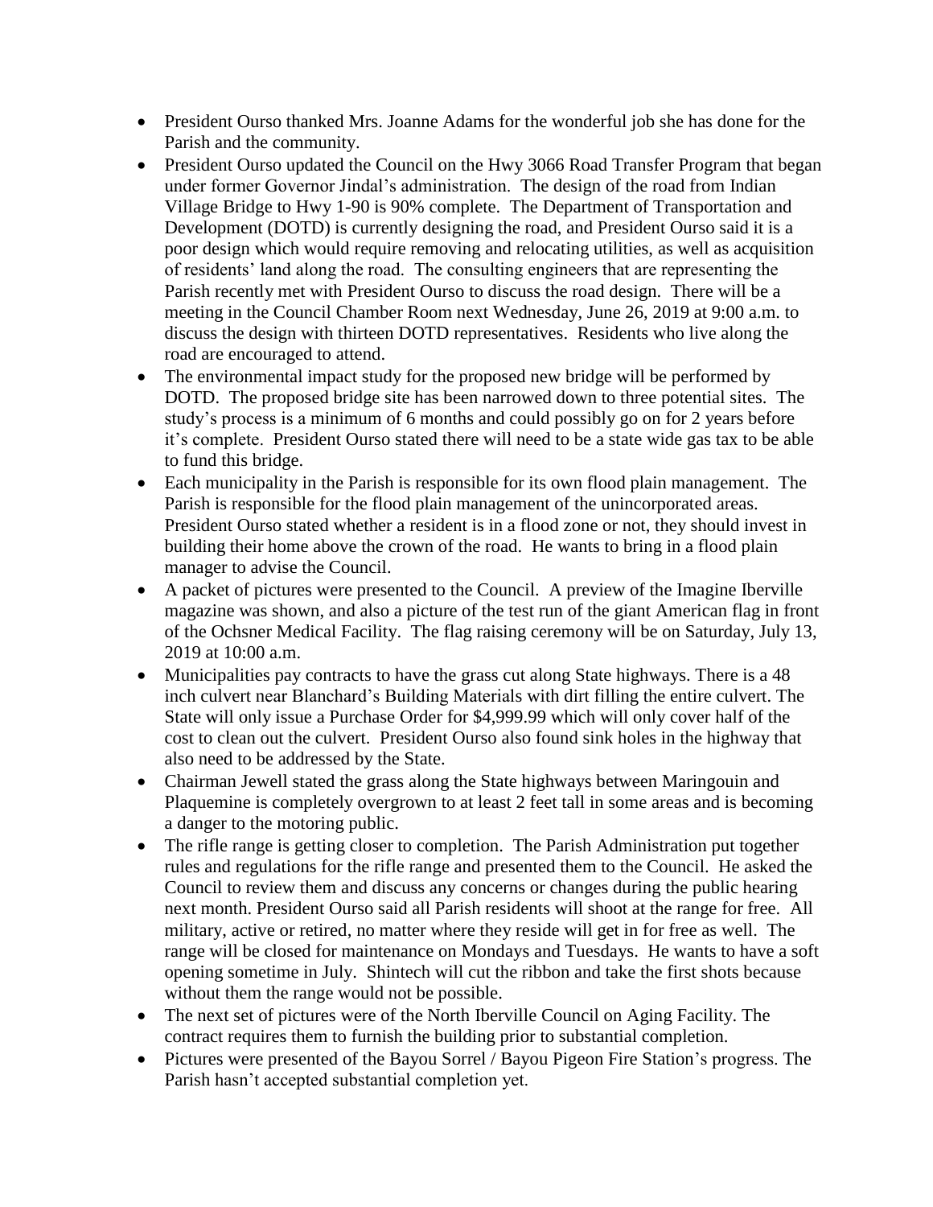- President Ourso thanked Mrs. Joanne Adams for the wonderful job she has done for the Parish and the community.
- President Ourso updated the Council on the Hwy 3066 Road Transfer Program that began under former Governor Jindal's administration. The design of the road from Indian Village Bridge to Hwy 1-90 is 90% complete. The Department of Transportation and Development (DOTD) is currently designing the road, and President Ourso said it is a poor design which would require removing and relocating utilities, as well as acquisition of residents' land along the road. The consulting engineers that are representing the Parish recently met with President Ourso to discuss the road design. There will be a meeting in the Council Chamber Room next Wednesday, June 26, 2019 at 9:00 a.m. to discuss the design with thirteen DOTD representatives. Residents who live along the road are encouraged to attend.
- The environmental impact study for the proposed new bridge will be performed by DOTD. The proposed bridge site has been narrowed down to three potential sites. The study's process is a minimum of 6 months and could possibly go on for 2 years before it's complete. President Ourso stated there will need to be a state wide gas tax to be able to fund this bridge.
- Each municipality in the Parish is responsible for its own flood plain management. The Parish is responsible for the flood plain management of the unincorporated areas. President Ourso stated whether a resident is in a flood zone or not, they should invest in building their home above the crown of the road. He wants to bring in a flood plain manager to advise the Council.
- A packet of pictures were presented to the Council. A preview of the Imagine Iberville magazine was shown, and also a picture of the test run of the giant American flag in front of the Ochsner Medical Facility. The flag raising ceremony will be on Saturday, July 13, 2019 at 10:00 a.m.
- Municipalities pay contracts to have the grass cut along State highways. There is a 48 inch culvert near Blanchard's Building Materials with dirt filling the entire culvert. The State will only issue a Purchase Order for $4,999.99 which will only cover half of the cost to clean out the culvert. President Ourso also found sink holes in the highway that also need to be addressed by the State.
- Chairman Jewell stated the grass along the State highways between Maringouin and Plaquemine is completely overgrown to at least 2 feet tall in some areas and is becoming a danger to the motoring public.
- The rifle range is getting closer to completion. The Parish Administration put together rules and regulations for the rifle range and presented them to the Council. He asked the Council to review them and discuss any concerns or changes during the public hearing next month. President Ourso said all Parish residents will shoot at the range for free. All military, active or retired, no matter where they reside will get in for free as well. The range will be closed for maintenance on Mondays and Tuesdays. He wants to have a soft opening sometime in July. Shintech will cut the ribbon and take the first shots because without them the range would not be possible.
- The next set of pictures were of the North Iberville Council on Aging Facility. The contract requires them to furnish the building prior to substantial completion.
- Pictures were presented of the Bayou Sorrel / Bayou Pigeon Fire Station's progress. The Parish hasn't accepted substantial completion yet.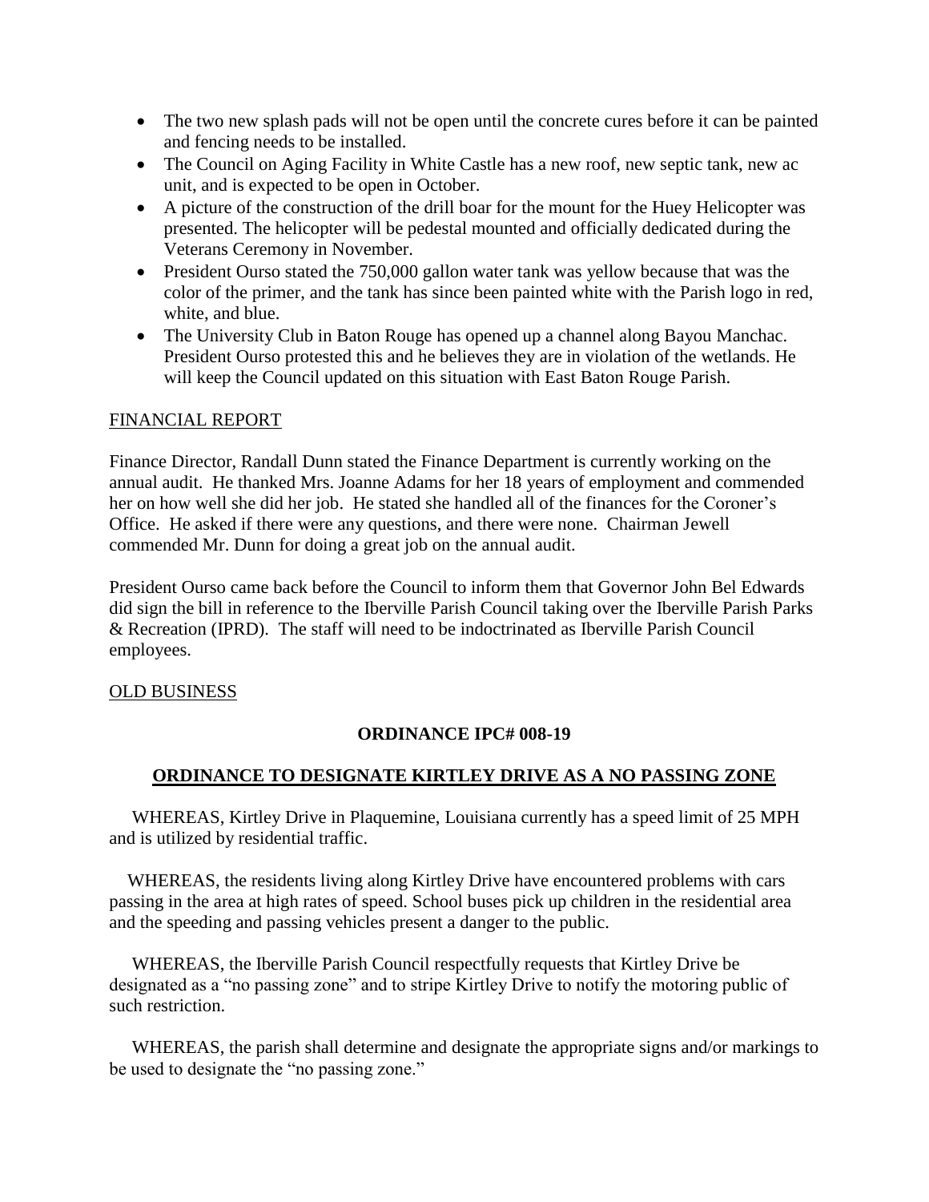- The two new splash pads will not be open until the concrete cures before it can be painted and fencing needs to be installed.
- The Council on Aging Facility in White Castle has a new roof, new septic tank, new ac unit, and is expected to be open in October.
- A picture of the construction of the drill boar for the mount for the Huey Helicopter was presented. The helicopter will be pedestal mounted and officially dedicated during the Veterans Ceremony in November.
- President Ourso stated the 750,000 gallon water tank was yellow because that was the color of the primer, and the tank has since been painted white with the Parish logo in red, white, and blue.
- The University Club in Baton Rouge has opened up a channel along Bayou Manchac. President Ourso protested this and he believes they are in violation of the wetlands. He will keep the Council updated on this situation with East Baton Rouge Parish.

FINANCIAL REPORT

Finance Director, Randall Dunn stated the Finance Department is currently working on the annual audit. He thanked Mrs. Joanne Adams for her 18 years of employment and commended her on how well she did her job. He stated she handled all of the finances for the Coroner's Office. He asked if there were any questions, and there were none. Chairman Jewell commended Mr. Dunn for doing a great job on the annual audit.

President Ourso came back before the Council to inform them that Governor John Bel Edwards did sign the bill in reference to the Iberville Parish Council taking over the Iberville Parish Parks & Recreation (IPRD). The staff will need to be indoctrinated as Iberville Parish Council employees.

OLD BUSINESS

**ORDINANCE IPC# 008-19**

**ORDINANCE TO DESIGNATE KIRTLEY DRIVE AS A NO PASSING ZONE**

WHEREAS, Kirtley Drive in Plaquemine, Louisiana currently has a speed limit of 25 MPH and is utilized by residential traffic.

WHEREAS, the residents living along Kirtley Drive have encountered problems with cars passing in the area at high rates of speed. School buses pick up children in the residential area and the speeding and passing vehicles present a danger to the public.

WHEREAS, the Iberville Parish Council respectfully requests that Kirtley Drive be designated as a "no passing zone" and to stripe Kirtley Drive to notify the motoring public of such restriction.

WHEREAS, the parish shall determine and designate the appropriate signs and/or markings to be used to designate the "no passing zone."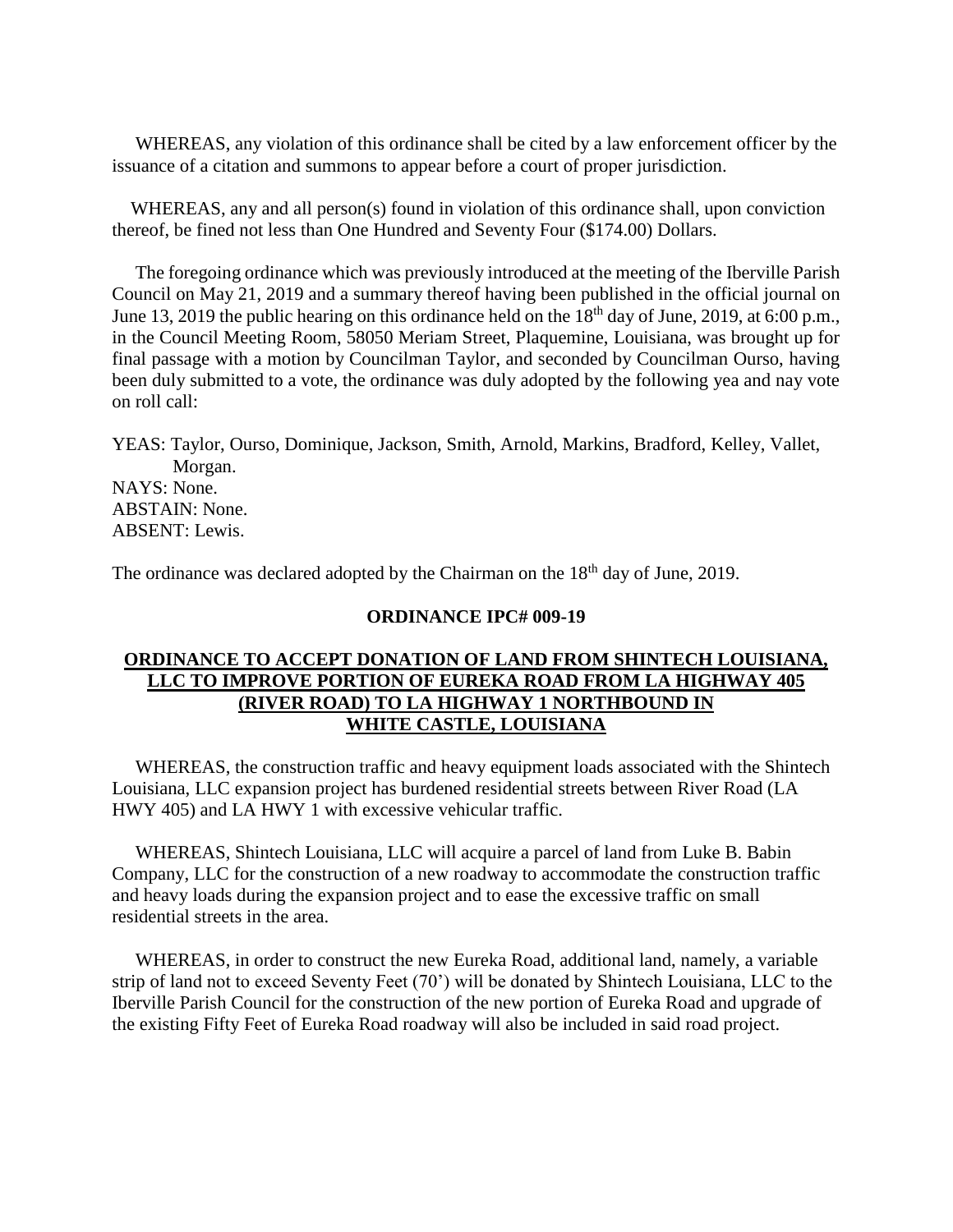WHEREAS, any violation of this ordinance shall be cited by a law enforcement officer by the issuance of a citation and summons to appear before a court of proper jurisdiction.

WHEREAS, any and all person(s) found in violation of this ordinance shall, upon conviction thereof, be fined not less than One Hundred and Seventy Four ($174.00) Dollars.

The foregoing ordinance which was previously introduced at the meeting of the Iberville Parish Council on May 21, 2019 and a summary thereof having been published in the official journal on June 13, 2019 the public hearing on this ordinance held on the 18th day of June, 2019, at 6:00 p.m., in the Council Meeting Room, 58050 Meriam Street, Plaquemine, Louisiana, was brought up for final passage with a motion by Councilman Taylor, and seconded by Councilman Ourso, having been duly submitted to a vote, the ordinance was duly adopted by the following yea and nay vote on roll call:

YEAS: Taylor, Ourso, Dominique, Jackson, Smith, Arnold, Markins, Bradford, Kelley, Vallet, Morgan.
NAYS: None.
ABSTAIN: None.
ABSENT: Lewis.

The ordinance was declared adopted by the Chairman on the 18th day of June, 2019.

**ORDINANCE IPC# 009-19**

**ORDINANCE TO ACCEPT DONATION OF LAND FROM SHINTECH LOUISIANA, LLC TO IMPROVE PORTION OF EUREKA ROAD FROM LA HIGHWAY 405 (RIVER ROAD) TO LA HIGHWAY 1 NORTHBOUND IN WHITE CASTLE, LOUISIANA**

WHEREAS, the construction traffic and heavy equipment loads associated with the Shintech Louisiana, LLC expansion project has burdened residential streets between River Road (LA HWY 405) and LA HWY 1 with excessive vehicular traffic.

WHEREAS, Shintech Louisiana, LLC will acquire a parcel of land from Luke B. Babin Company, LLC for the construction of a new roadway to accommodate the construction traffic and heavy loads during the expansion project and to ease the excessive traffic on small residential streets in the area.

WHEREAS, in order to construct the new Eureka Road, additional land, namely, a variable strip of land not to exceed Seventy Feet (70') will be donated by Shintech Louisiana, LLC to the Iberville Parish Council for the construction of the new portion of Eureka Road and upgrade of the existing Fifty Feet of Eureka Road roadway will also be included in said road project.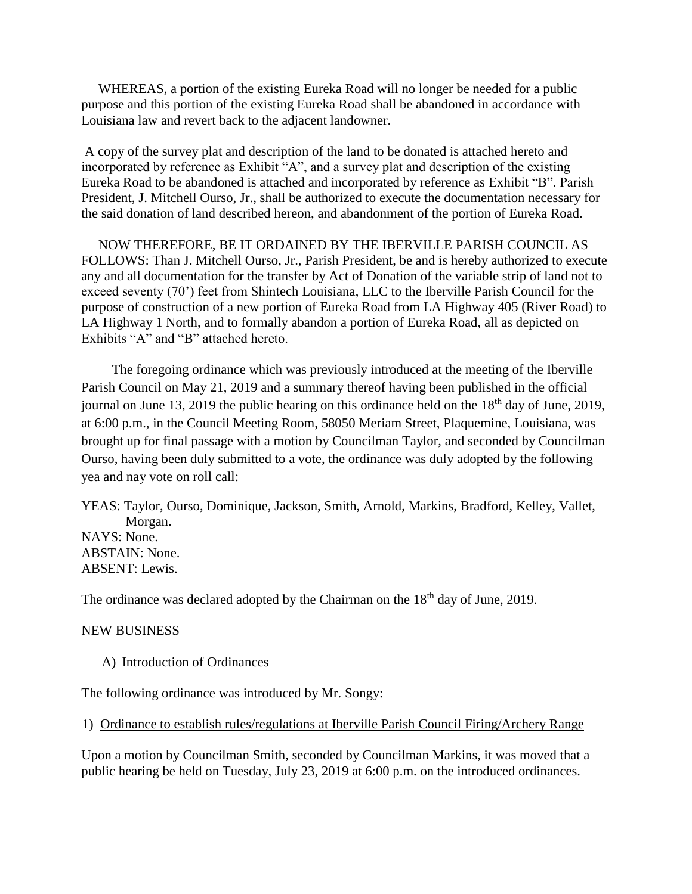WHEREAS, a portion of the existing Eureka Road will no longer be needed for a public purpose and this portion of the existing Eureka Road shall be abandoned in accordance with Louisiana law and revert back to the adjacent landowner.

A copy of the survey plat and description of the land to be donated is attached hereto and incorporated by reference as Exhibit "A", and a survey plat and description of the existing Eureka Road to be abandoned is attached and incorporated by reference as Exhibit "B". Parish President, J. Mitchell Ourso, Jr., shall be authorized to execute the documentation necessary for the said donation of land described hereon, and abandonment of the portion of Eureka Road.

NOW THEREFORE, BE IT ORDAINED BY THE IBERVILLE PARISH COUNCIL AS FOLLOWS: Than J. Mitchell Ourso, Jr., Parish President, be and is hereby authorized to execute any and all documentation for the transfer by Act of Donation of the variable strip of land not to exceed seventy (70') feet from Shintech Louisiana, LLC to the Iberville Parish Council for the purpose of construction of a new portion of Eureka Road from LA Highway 405 (River Road) to LA Highway 1 North, and to formally abandon a portion of Eureka Road, all as depicted on Exhibits "A" and "B" attached hereto.

The foregoing ordinance which was previously introduced at the meeting of the Iberville Parish Council on May 21, 2019 and a summary thereof having been published in the official journal on June 13, 2019 the public hearing on this ordinance held on the 18th day of June, 2019, at 6:00 p.m., in the Council Meeting Room, 58050 Meriam Street, Plaquemine, Louisiana, was brought up for final passage with a motion by Councilman Taylor, and seconded by Councilman Ourso, having been duly submitted to a vote, the ordinance was duly adopted by the following yea and nay vote on roll call:

YEAS: Taylor, Ourso, Dominique, Jackson, Smith, Arnold, Markins, Bradford, Kelley, Vallet, Morgan.
NAYS: None.
ABSTAIN: None.
ABSENT: Lewis.

The ordinance was declared adopted by the Chairman on the 18th day of June, 2019.

## NEW BUSINESS

A) Introduction of Ordinances

The following ordinance was introduced by Mr. Songy:

1) Ordinance to establish rules/regulations at Iberville Parish Council Firing/Archery Range

Upon a motion by Councilman Smith, seconded by Councilman Markins, it was moved that a public hearing be held on Tuesday, July 23, 2019 at 6:00 p.m. on the introduced ordinances.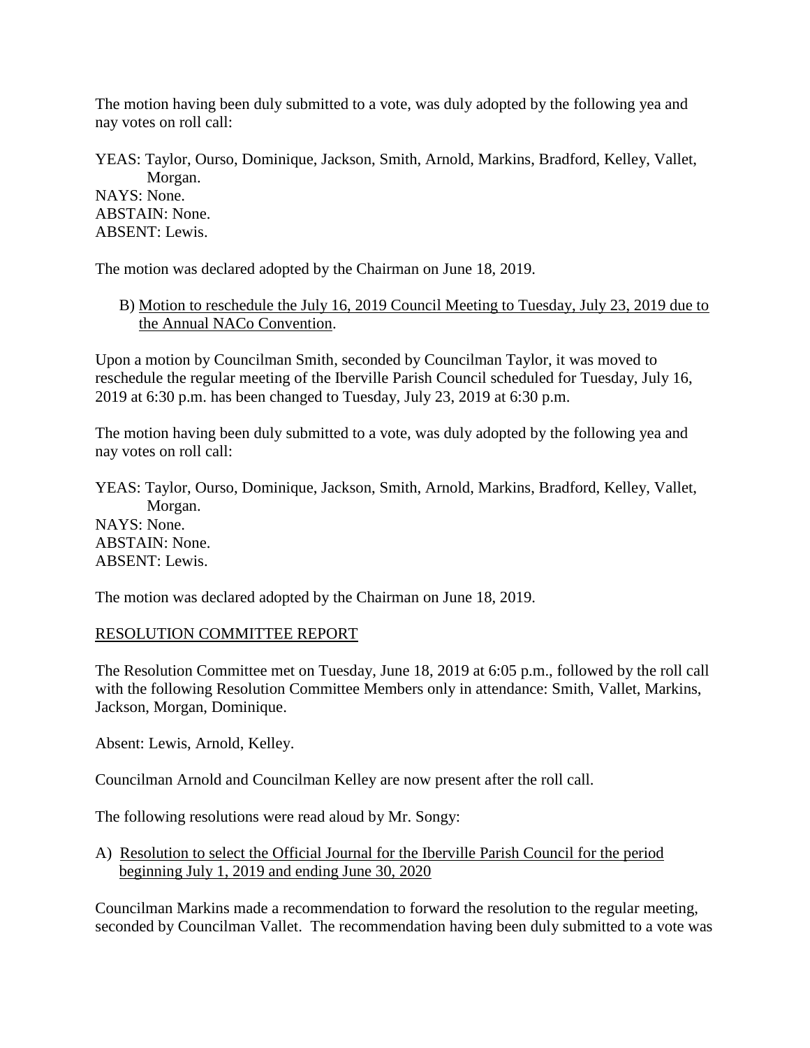The motion having been duly submitted to a vote, was duly adopted by the following yea and nay votes on roll call:

YEAS: Taylor, Ourso, Dominique, Jackson, Smith, Arnold, Markins, Bradford, Kelley, Vallet, Morgan.
NAYS: None.
ABSTAIN: None.
ABSENT: Lewis.

The motion was declared adopted by the Chairman on June 18, 2019.

B) Motion to reschedule the July 16, 2019 Council Meeting to Tuesday, July 23, 2019 due to the Annual NACo Convention.

Upon a motion by Councilman Smith, seconded by Councilman Taylor, it was moved to reschedule the regular meeting of the Iberville Parish Council scheduled for Tuesday, July 16, 2019 at 6:30 p.m. has been changed to Tuesday, July 23, 2019 at 6:30 p.m.

The motion having been duly submitted to a vote, was duly adopted by the following yea and nay votes on roll call:

YEAS: Taylor, Ourso, Dominique, Jackson, Smith, Arnold, Markins, Bradford, Kelley, Vallet, Morgan.
NAYS: None.
ABSTAIN: None.
ABSENT: Lewis.

The motion was declared adopted by the Chairman on June 18, 2019.

RESOLUTION COMMITTEE REPORT

The Resolution Committee met on Tuesday, June 18, 2019 at 6:05 p.m., followed by the roll call with the following Resolution Committee Members only in attendance: Smith, Vallet, Markins, Jackson, Morgan, Dominique.

Absent: Lewis, Arnold, Kelley.

Councilman Arnold and Councilman Kelley are now present after the roll call.

The following resolutions were read aloud by Mr. Songy:

A) Resolution to select the Official Journal for the Iberville Parish Council for the period beginning July 1, 2019 and ending June 30, 2020

Councilman Markins made a recommendation to forward the resolution to the regular meeting, seconded by Councilman Vallet. The recommendation having been duly submitted to a vote was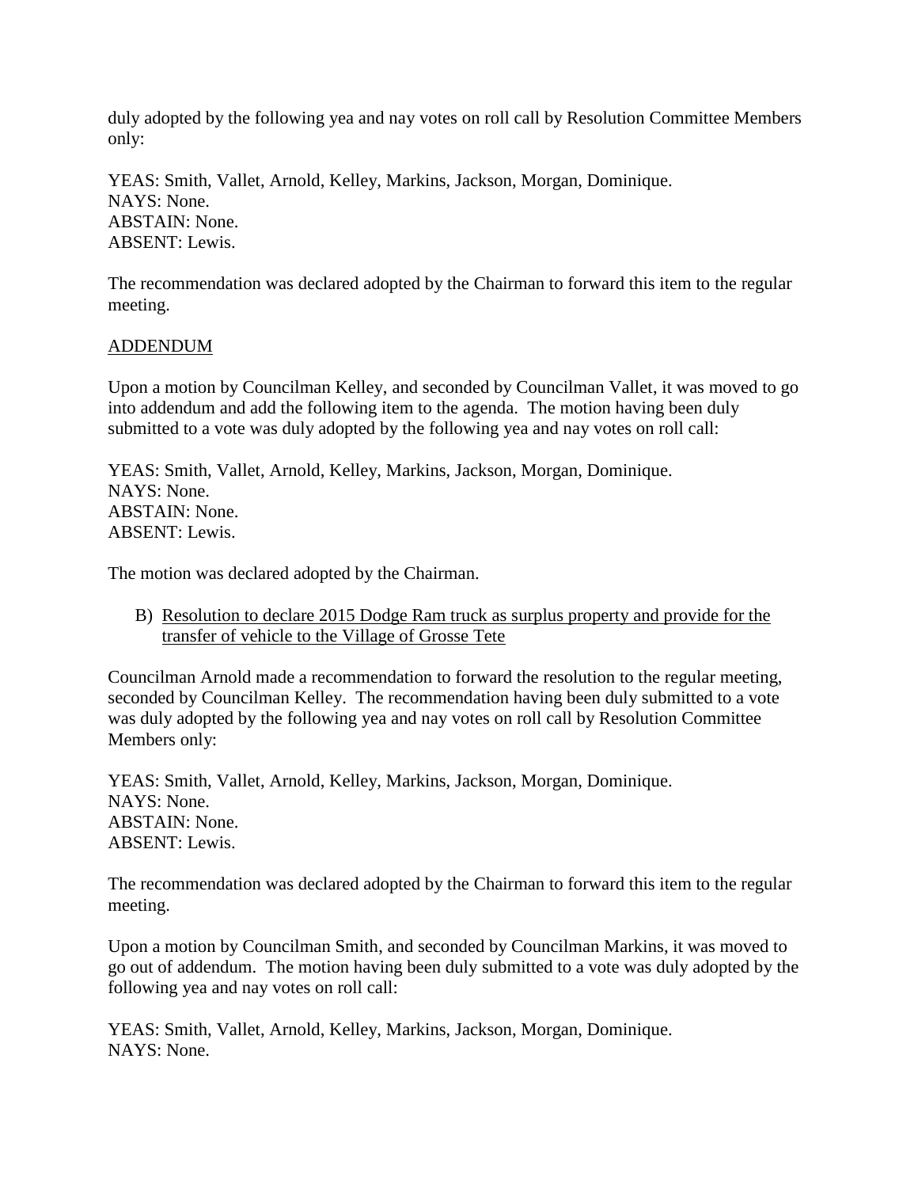duly adopted by the following yea and nay votes on roll call by Resolution Committee Members only:

YEAS: Smith, Vallet, Arnold, Kelley, Markins, Jackson, Morgan, Dominique.
NAYS: None.
ABSTAIN: None.
ABSENT: Lewis.

The recommendation was declared adopted by the Chairman to forward this item to the regular meeting.

<u>ADDENDUM</u>

Upon a motion by Councilman Kelley, and seconded by Councilman Vallet, it was moved to go into addendum and add the following item to the agenda. The motion having been duly submitted to a vote was duly adopted by the following yea and nay votes on roll call:

YEAS: Smith, Vallet, Arnold, Kelley, Markins, Jackson, Morgan, Dominique.
NAYS: None.
ABSTAIN: None.
ABSENT: Lewis.

The motion was declared adopted by the Chairman.

B) <u>Resolution to declare 2015 Dodge Ram truck as surplus property and provide for the transfer of vehicle to the Village of Grosse Tete</u>

Councilman Arnold made a recommendation to forward the resolution to the regular meeting, seconded by Councilman Kelley. The recommendation having been duly submitted to a vote was duly adopted by the following yea and nay votes on roll call by Resolution Committee Members only:

YEAS: Smith, Vallet, Arnold, Kelley, Markins, Jackson, Morgan, Dominique.
NAYS: None.
ABSTAIN: None.
ABSENT: Lewis.

The recommendation was declared adopted by the Chairman to forward this item to the regular meeting.

Upon a motion by Councilman Smith, and seconded by Councilman Markins, it was moved to go out of addendum. The motion having been duly submitted to a vote was duly adopted by the following yea and nay votes on roll call:

YEAS: Smith, Vallet, Arnold, Kelley, Markins, Jackson, Morgan, Dominique.
NAYS: None.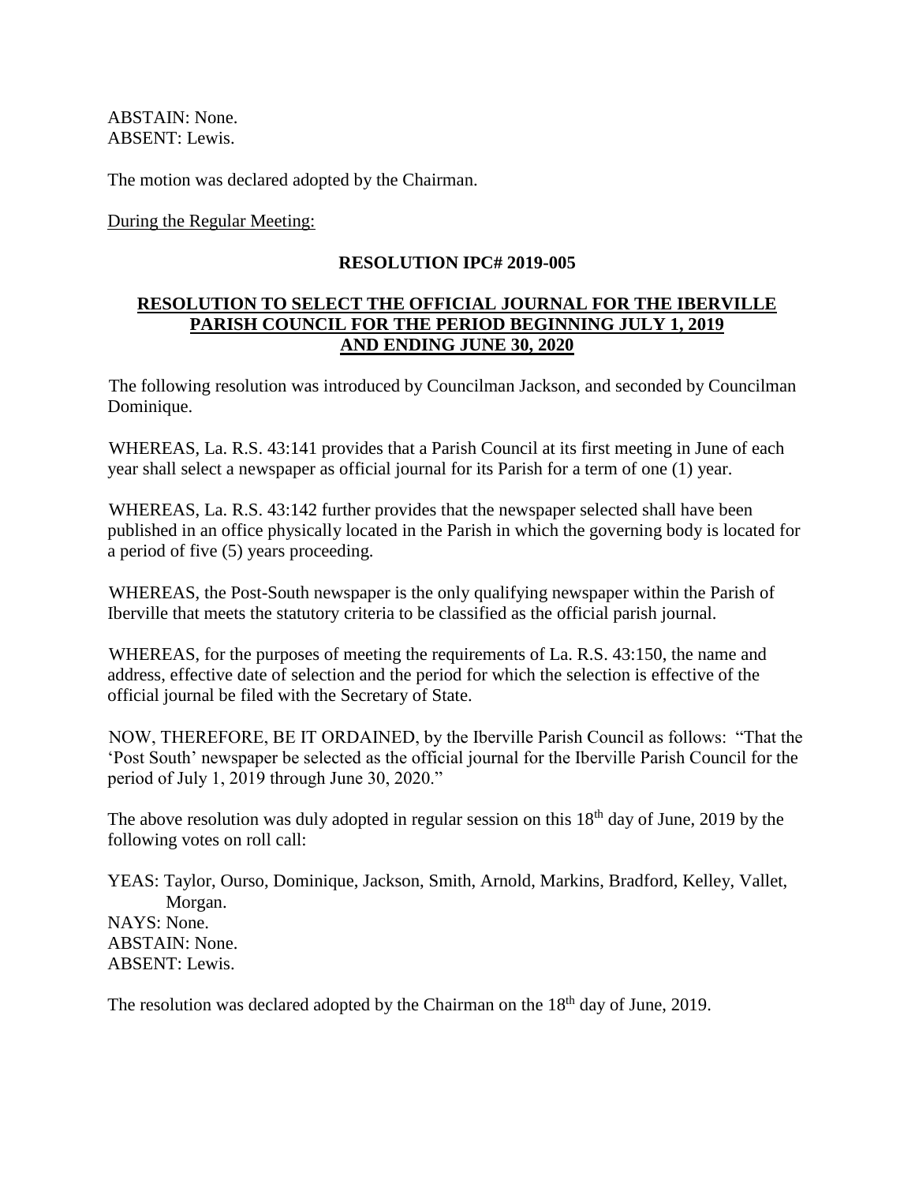ABSTAIN: None.
ABSENT: Lewis.

The motion was declared adopted by the Chairman.

During the Regular Meeting:

**RESOLUTION IPC# 2019-005**

**RESOLUTION TO SELECT THE OFFICIAL JOURNAL FOR THE IBERVILLE PARISH COUNCIL FOR THE PERIOD BEGINNING JULY 1, 2019 AND ENDING JUNE 30, 2020**

The following resolution was introduced by Councilman Jackson, and seconded by Councilman Dominique.

WHEREAS, La. R.S. 43:141 provides that a Parish Council at its first meeting in June of each year shall select a newspaper as official journal for its Parish for a term of one (1) year.

WHEREAS, La. R.S. 43:142 further provides that the newspaper selected shall have been published in an office physically located in the Parish in which the governing body is located for a period of five (5) years proceeding.

WHEREAS, the Post-South newspaper is the only qualifying newspaper within the Parish of Iberville that meets the statutory criteria to be classified as the official parish journal.

WHEREAS, for the purposes of meeting the requirements of La. R.S. 43:150, the name and address, effective date of selection and the period for which the selection is effective of the official journal be filed with the Secretary of State.

NOW, THEREFORE, BE IT ORDAINED, by the Iberville Parish Council as follows: "That the 'Post South' newspaper be selected as the official journal for the Iberville Parish Council for the period of July 1, 2019 through June 30, 2020."

The above resolution was duly adopted in regular session on this 18th day of June, 2019 by the following votes on roll call:

YEAS: Taylor, Ourso, Dominique, Jackson, Smith, Arnold, Markins, Bradford, Kelley, Vallet, Morgan.
NAYS: None.
ABSTAIN: None.
ABSENT: Lewis.

The resolution was declared adopted by the Chairman on the 18th day of June, 2019.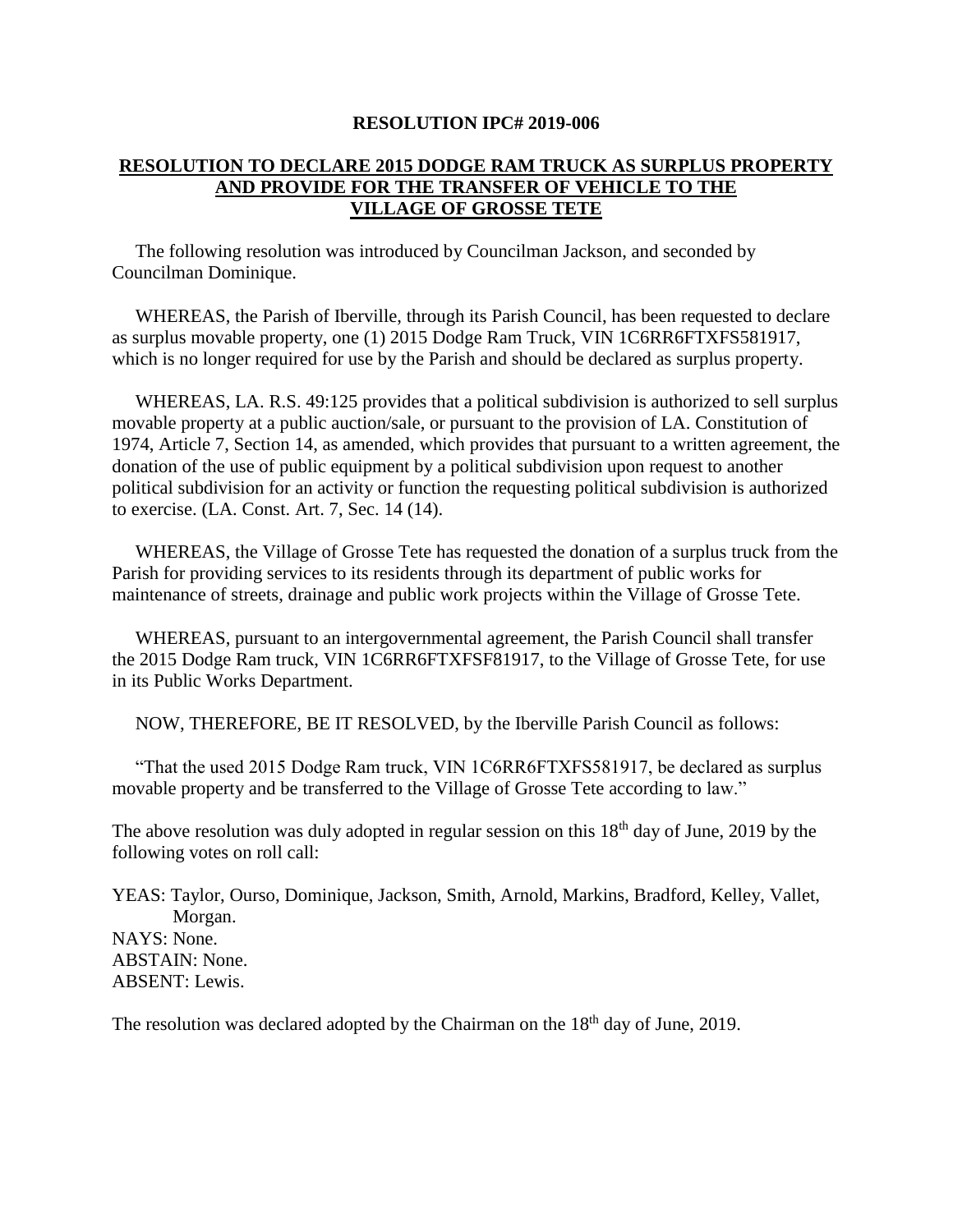**RESOLUTION IPC# 2019-006**

**RESOLUTION TO DECLARE 2015 DODGE RAM TRUCK AS SURPLUS PROPERTY AND PROVIDE FOR THE TRANSFER OF VEHICLE TO THE VILLAGE OF GROSSE TETE**

The following resolution was introduced by Councilman Jackson, and seconded by Councilman Dominique.

WHEREAS, the Parish of Iberville, through its Parish Council, has been requested to declare as surplus movable property, one (1) 2015 Dodge Ram Truck, VIN 1C6RR6FTXFS581917, which is no longer required for use by the Parish and should be declared as surplus property.

WHEREAS, LA. R.S. 49:125 provides that a political subdivision is authorized to sell surplus movable property at a public auction/sale, or pursuant to the provision of LA. Constitution of 1974, Article 7, Section 14, as amended, which provides that pursuant to a written agreement, the donation of the use of public equipment by a political subdivision upon request to another political subdivision for an activity or function the requesting political subdivision is authorized to exercise. (LA. Const. Art. 7, Sec. 14 (14).

WHEREAS, the Village of Grosse Tete has requested the donation of a surplus truck from the Parish for providing services to its residents through its department of public works for maintenance of streets, drainage and public work projects within the Village of Grosse Tete.

WHEREAS, pursuant to an intergovernmental agreement, the Parish Council shall transfer the 2015 Dodge Ram truck, VIN 1C6RR6FTXFSF81917, to the Village of Grosse Tete, for use in its Public Works Department.

NOW, THEREFORE, BE IT RESOLVED, by the Iberville Parish Council as follows:

"That the used 2015 Dodge Ram truck, VIN 1C6RR6FTXFS581917, be declared as surplus movable property and be transferred to the Village of Grosse Tete according to law."

The above resolution was duly adopted in regular session on this 18th day of June, 2019 by the following votes on roll call:

YEAS: Taylor, Ourso, Dominique, Jackson, Smith, Arnold, Markins, Bradford, Kelley, Vallet, Morgan.
NAYS: None.
ABSTAIN: None.
ABSENT: Lewis.

The resolution was declared adopted by the Chairman on the 18th day of June, 2019.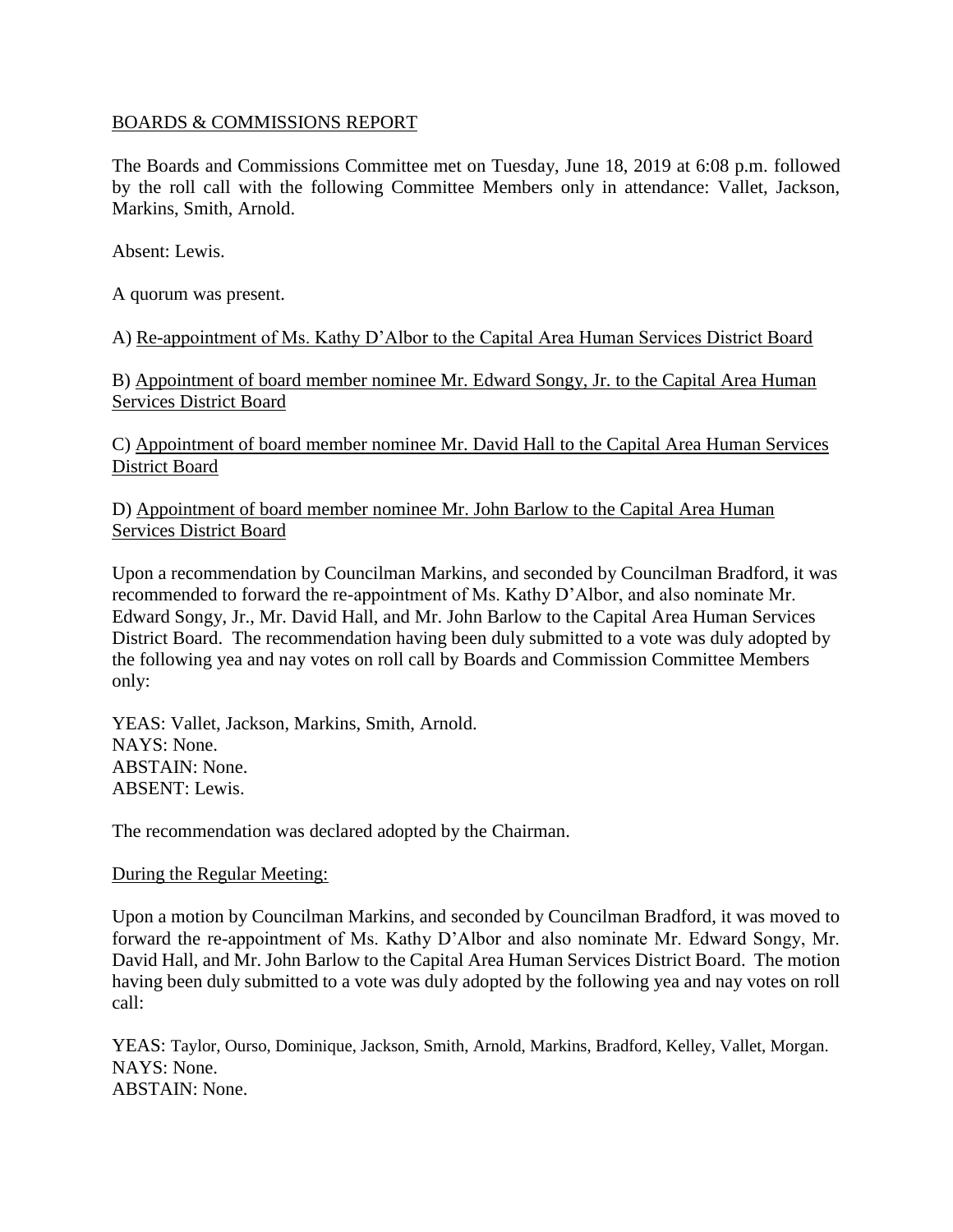BOARDS & COMMISSIONS REPORT

The Boards and Commissions Committee met on Tuesday, June 18, 2019 at 6:08 p.m. followed by the roll call with the following Committee Members only in attendance: Vallet, Jackson, Markins, Smith, Arnold.

Absent: Lewis.

A quorum was present.

A) Re-appointment of Ms. Kathy D'Albor to the Capital Area Human Services District Board

B) Appointment of board member nominee Mr. Edward Songy, Jr. to the Capital Area Human Services District Board

C) Appointment of board member nominee Mr. David Hall to the Capital Area Human Services District Board

D) Appointment of board member nominee Mr. John Barlow to the Capital Area Human Services District Board

Upon a recommendation by Councilman Markins, and seconded by Councilman Bradford, it was recommended to forward the re-appointment of Ms. Kathy D'Albor, and also nominate Mr. Edward Songy, Jr., Mr. David Hall, and Mr. John Barlow to the Capital Area Human Services District Board. The recommendation having been duly submitted to a vote was duly adopted by the following yea and nay votes on roll call by Boards and Commission Committee Members only:

YEAS: Vallet, Jackson, Markins, Smith, Arnold.
NAYS: None.
ABSTAIN: None.
ABSENT: Lewis.

The recommendation was declared adopted by the Chairman.

During the Regular Meeting:

Upon a motion by Councilman Markins, and seconded by Councilman Bradford, it was moved to forward the re-appointment of Ms. Kathy D'Albor and also nominate Mr. Edward Songy, Mr. David Hall, and Mr. John Barlow to the Capital Area Human Services District Board. The motion having been duly submitted to a vote was duly adopted by the following yea and nay votes on roll call:

YEAS: Taylor, Ourso, Dominique, Jackson, Smith, Arnold, Markins, Bradford, Kelley, Vallet, Morgan.
NAYS: None.
ABSTAIN: None.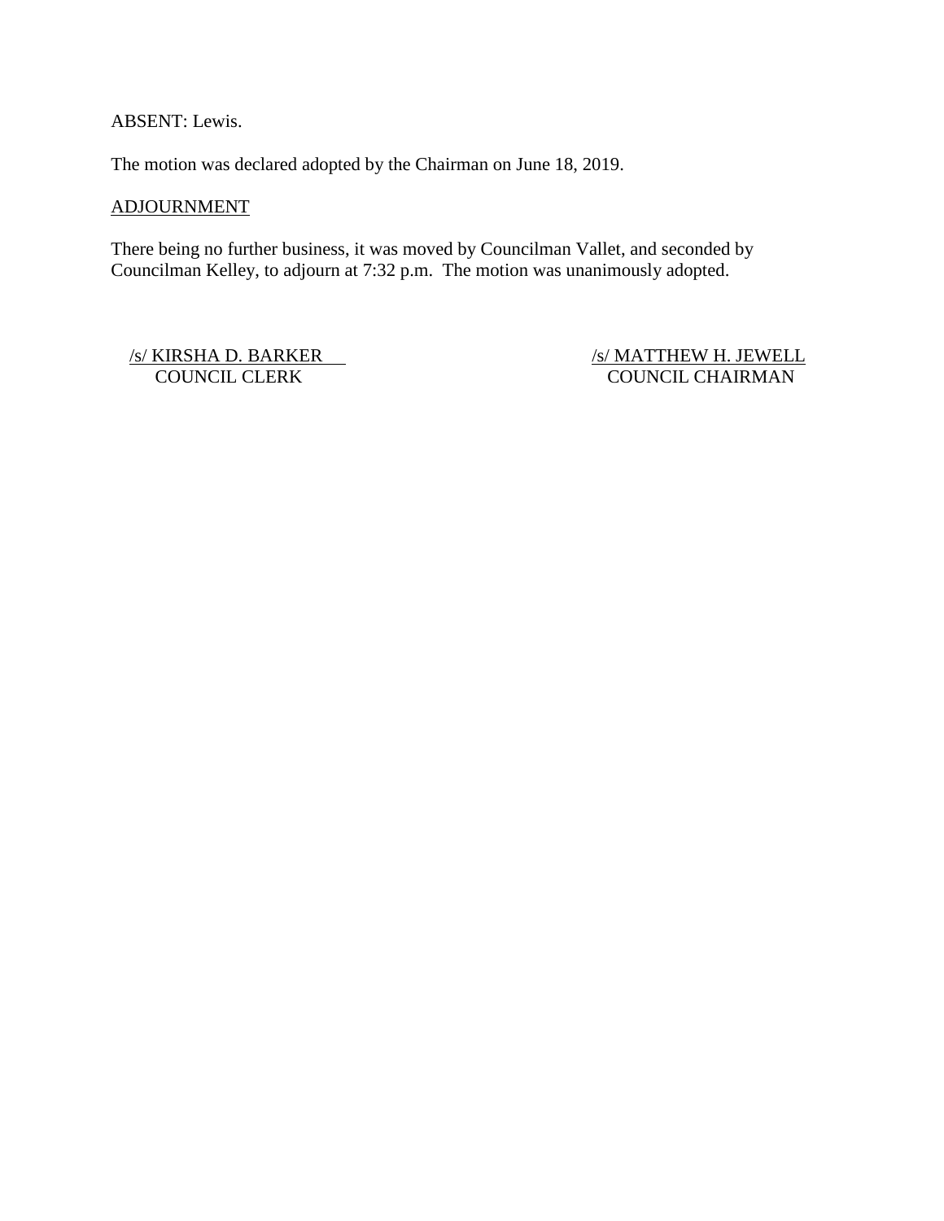ABSENT: Lewis.

The motion was declared adopted by the Chairman on June 18, 2019.

ADJOURNMENT

There being no further business, it was moved by Councilman Vallet, and seconded by Councilman Kelley, to adjourn at 7:32 p.m. The motion was unanimously adopted.

/s/ KIRSHA D. BARKER
COUNCIL CLERK

/s/ MATTHEW H. JEWELL
COUNCIL CHAIRMAN